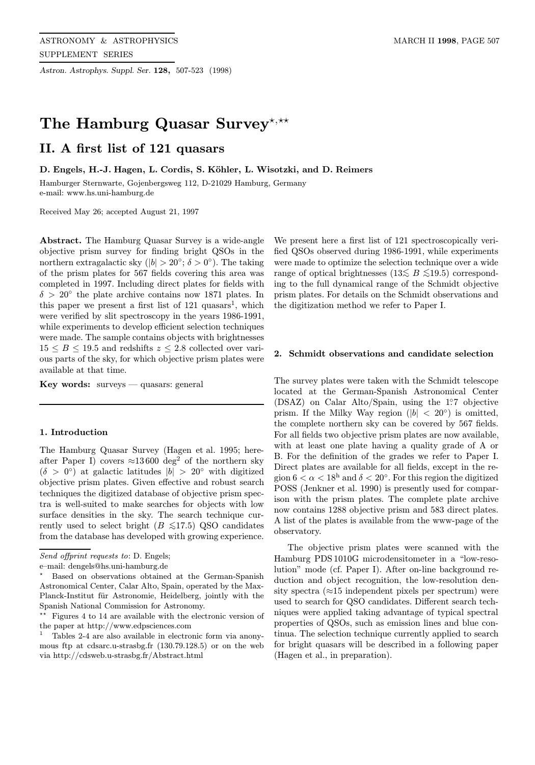# The Hamburg Quasar Survey[⋆,⋆⋆]

## II. A first list of 121 quasars

**D. Engels, H.-J. Hagen, L. Cordis, S. Köhler, L. Wisotzki, and D. Reimers**

Hamburger Sternwarte, Gojenbergsweg 112, D-21029 Hamburg, Germany
e-mail: www.hs.uni-hamburg.de

Received May 26; accepted August 21, 1997

**Abstract.** The Hamburg Quasar Survey is a wide-angle objective prism survey for finding bright QSOs in the northern extragalactic sky ($|b| > 20°$; $\delta > 0°$). The taking of the prism plates for 567 fields covering this area was completed in 1997. Including direct plates for fields with $\delta > 20°$ the plate archive contains now 1871 plates. In this paper we present a first list of 121 quasars[1], which were verified by slit spectroscopy in the years 1986-1991, while experiments to develop efficient selection techniques were made. The sample contains objects with brightnesses $15 \leq B \leq 19.5$ and redshifts $z \leq 2.8$ collected over various parts of the sky, for which objective prism plates were available at that time.

**Key words:** surveys — quasars: general

### 1. Introduction

The Hamburg Quasar Survey (Hagen et al. 1995; hereafter Paper I) covers $\approx$13 600 deg$^2$ of the northern sky ($\delta > 0°$) at galactic latitudes $|b| > 20°$ with digitized objective prism plates. Given effective and robust search techniques the digitized database of objective prism spectra is well-suited to make searches for objects with low surface densities in the sky. The search technique currently used to select bright ($B \lesssim 17.5$) QSO candidates from the database has developed with growing experience. We present here a first list of 121 spectroscopically verified QSOs observed during 1986-1991, while experiments were made to optimize the selection technique over a wide range of optical brightnesses ($13 \lesssim B \lesssim 19.5$) corresponding to the full dynamical range of the Schmidt objective prism plates. For details on the Schmidt observations and the digitization method we refer to Paper I.

### 2. Schmidt observations and candidate selection

The survey plates were taken with the Schmidt telescope located at the German-Spanish Astronomical Center (DSAZ) on Calar Alto/Spain, using the 1.°7 objective prism. If the Milky Way region ($|b| < 20°$) is omitted, the complete northern sky can be covered by 567 fields. For all fields two objective prism plates are now available, with at least one plate having a quality grade of A or B. For the definition of the grades we refer to Paper I. Direct plates are available for all fields, except in the region $6 < \alpha < 18^{\rm h}$ and $\delta < 20°$. For this region the digitized POSS (Jenkner et al. 1990) is presently used for comparison with the prism plates. The complete plate archive now contains 1288 objective prism and 583 direct plates. A list of the plates is available from the www-page of the observatory.

The objective prism plates were scanned with the Hamburg PDS 1010G microdensitometer in a "low-resolution" mode (cf. Paper I). After on-line background reduction and object recognition, the low-resolution density spectra ($\approx$15 independent pixels per spectrum) were used to search for QSO candidates. Different search techniques were applied taking advantage of typical spectral properties of QSOs, such as emission lines and blue continua. The selection technique currently applied to search for bright quasars will be described in a following paper (Hagen et al., in preparation).

---

*Send offprint requests to*: D. Engels;
e–mail: dengels@hs.uni-hamburg.de

⋆ Based on observations obtained at the German-Spanish Astronomical Center, Calar Alto, Spain, operated by the Max-Planck-Institut für Astronomie, Heidelberg, jointly with the Spanish National Commission for Astronomy.

⋆⋆ Figures 4 to 14 are available with the electronic version of the paper at http://www.edpsciences.com

[1] Tables 2-4 are also available in electronic form via anonymous ftp at cdsarc.u-strasbg.fr (130.79.128.5) or on the web via http://cdsweb.u-strasbg.fr/Abstract.html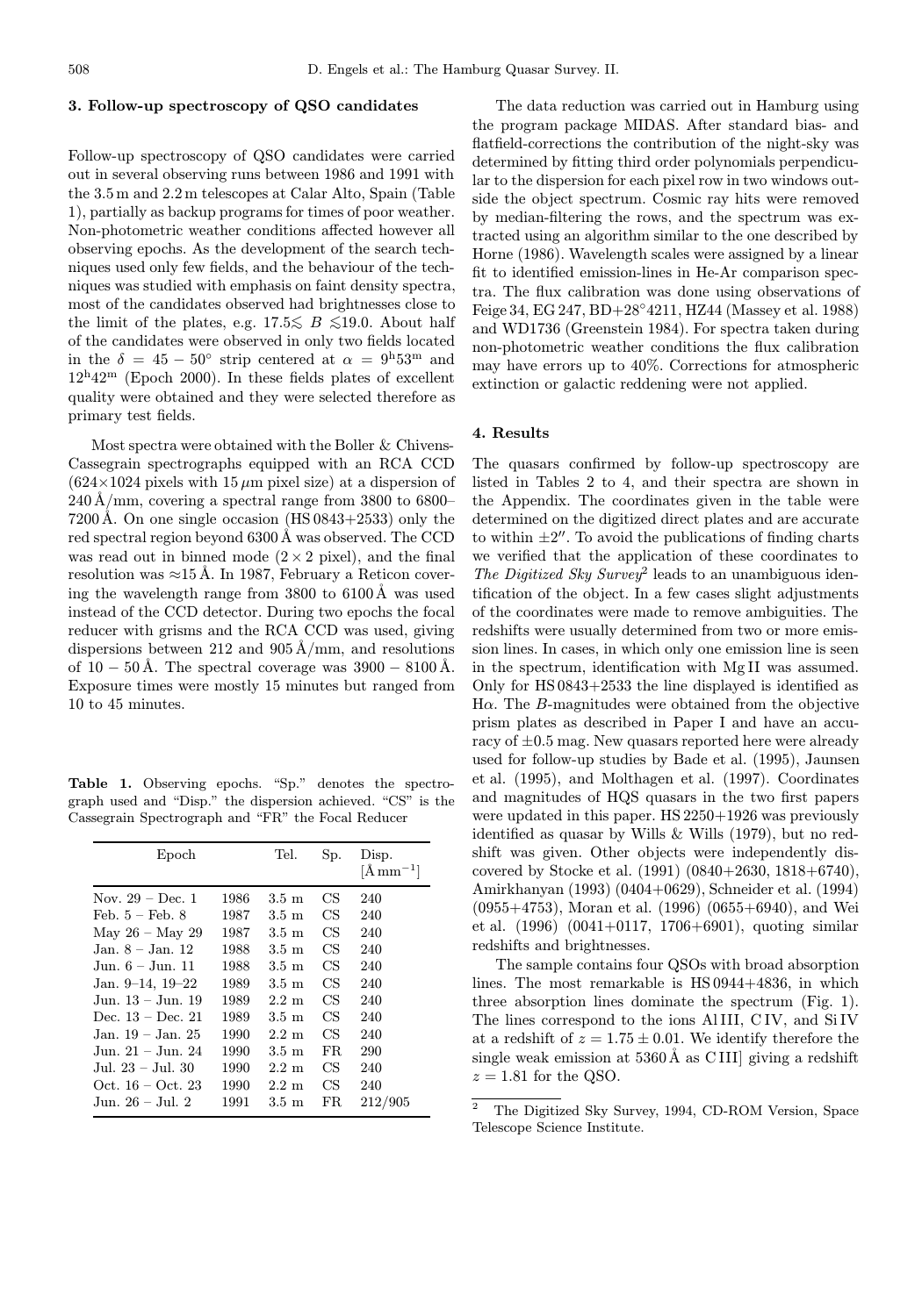## 3. Follow-up spectroscopy of QSO candidates

Follow-up spectroscopy of QSO candidates were carried out in several observing runs between 1986 and 1991 with the 3.5 m and 2.2 m telescopes at Calar Alto, Spain (Table 1), partially as backup programs for times of poor weather. Non-photometric weather conditions affected however all observing epochs. As the development of the search techniques used only few fields, and the behaviour of the techniques was studied with emphasis on faint density spectra, most of the candidates observed had brightnesses close to the limit of the plates, e.g. $17.5 \lesssim B \lesssim 19.0$. About half of the candidates were observed in only two fields located in the $\delta = 45 - 50°$ strip centered at $\alpha = 9^{\rm h}53^{\rm m}$ and $12^{\rm h}42^{\rm m}$ (Epoch 2000). In these fields plates of excellent quality were obtained and they were selected therefore as primary test fields.

Most spectra were obtained with the Boller & Chivens-Cassegrain spectrographs equipped with an RCA CCD ($624 \times 1024$ pixels with $15\,\mu$m pixel size) at a dispersion of 240 Å/mm, covering a spectral range from 3800 to 6800–7200 Å. On one single occasion (HS 0843+2533) only the red spectral region beyond 6300 Å was observed. The CCD was read out in binned mode ($2 \times 2$ pixel), and the final resolution was ≈15 Å. In 1987, February a Reticon covering the wavelength range from 3800 to 6100 Å was used instead of the CCD detector. During two epochs the focal reducer with grisms and the RCA CCD was used, giving dispersions between 212 and 905 Å/mm, and resolutions of 10 − 50 Å. The spectral coverage was 3900 − 8100 Å. Exposure times were mostly 15 minutes but ranged from 10 to 45 minutes.

**Table 1.** Observing epochs. "Sp." denotes the spectrograph used and "Disp." the dispersion achieved. "CS" is the Cassegrain Spectrograph and "FR" the Focal Reducer

| Epoch | | Tel. | Sp. | Disp. [Å mm$^{-1}$] |
|---|---|---|---|---|
| Nov. 29 – Dec. 1 | 1986 | 3.5 m | CS | 240 |
| Feb. 5 – Feb. 8 | 1987 | 3.5 m | CS | 240 |
| May 26 – May 29 | 1987 | 3.5 m | CS | 240 |
| Jan. 8 – Jan. 12 | 1988 | 3.5 m | CS | 240 |
| Jun. 6 – Jun. 11 | 1988 | 3.5 m | CS | 240 |
| Jan. 9–14, 19–22 | 1989 | 3.5 m | CS | 240 |
| Jun. 13 – Jun. 19 | 1989 | 2.2 m | CS | 240 |
| Dec. 13 – Dec. 21 | 1989 | 3.5 m | CS | 240 |
| Jan. 19 – Jan. 25 | 1990 | 2.2 m | CS | 240 |
| Jun. 21 – Jun. 24 | 1990 | 3.5 m | FR | 290 |
| Jul. 23 – Jul. 30 | 1990 | 2.2 m | CS | 240 |
| Oct. 16 – Oct. 23 | 1990 | 2.2 m | CS | 240 |
| Jun. 26 – Jul. 2 | 1991 | 3.5 m | FR | 212/905 |

The data reduction was carried out in Hamburg using the program package MIDAS. After standard bias- and flatfield-corrections the contribution of the night-sky was determined by fitting third order polynomials perpendicular to the dispersion for each pixel row in two windows outside the object spectrum. Cosmic ray hits were removed by median-filtering the rows, and the spectrum was extracted using an algorithm similar to the one described by Horne (1986). Wavelength scales were assigned by a linear fit to identified emission-lines in He-Ar comparison spectra. The flux calibration was done using observations of Feige 34, EG 247, BD+28°4211, HZ44 (Massey et al. 1988) and WD1736 (Greenstein 1984). For spectra taken during non-photometric weather conditions the flux calibration may have errors up to 40%. Corrections for atmospheric extinction or galactic reddening were not applied.

## 4. Results

The quasars confirmed by follow-up spectroscopy are listed in Tables 2 to 4, and their spectra are shown in the Appendix. The coordinates given in the table were determined on the digitized direct plates and are accurate to within ±2″. To avoid the publications of finding charts we verified that the application of these coordinates to *The Digitized Sky Survey*[2] leads to an unambiguous identification of the object. In a few cases slight adjustments of the coordinates were made to remove ambiguities. The redshifts were usually determined from two or more emission lines. In cases, in which only one emission line is seen in the spectrum, identification with Mg II was assumed. Only for HS 0843+2533 the line displayed is identified as Hα. The $B$-magnitudes were obtained from the objective prism plates as described in Paper I and have an accuracy of ±0.5 mag. New quasars reported here were already used for follow-up studies by Bade et al. (1995), Jaunsen et al. (1995), and Molthagen et al. (1997). Coordinates and magnitudes of HQS quasars in the two first papers were updated in this paper. HS 2250+1926 was previously identified as quasar by Wills & Wills (1979), but no redshift was given. Other objects were independently discovered by Stocke et al. (1991) (0840+2630, 1818+6740), Amirkhanyan (1993) (0404+0629), Schneider et al. (1994) (0955+4753), Moran et al. (1996) (0655+6940), and Wei et al. (1996) (0041+0117, 1706+6901), quoting similar redshifts and brightnesses.

The sample contains four QSOs with broad absorption lines. The most remarkable is HS 0944+4836, in which three absorption lines dominate the spectrum (Fig. 1). The lines correspond to the ions Al III, C IV, and Si IV at a redshift of $z = 1.75 \pm 0.01$. We identify therefore the single weak emission at 5360 Å as C III] giving a redshift $z = 1.81$ for the QSO.

[2] The Digitized Sky Survey, 1994, CD-ROM Version, Space Telescope Science Institute.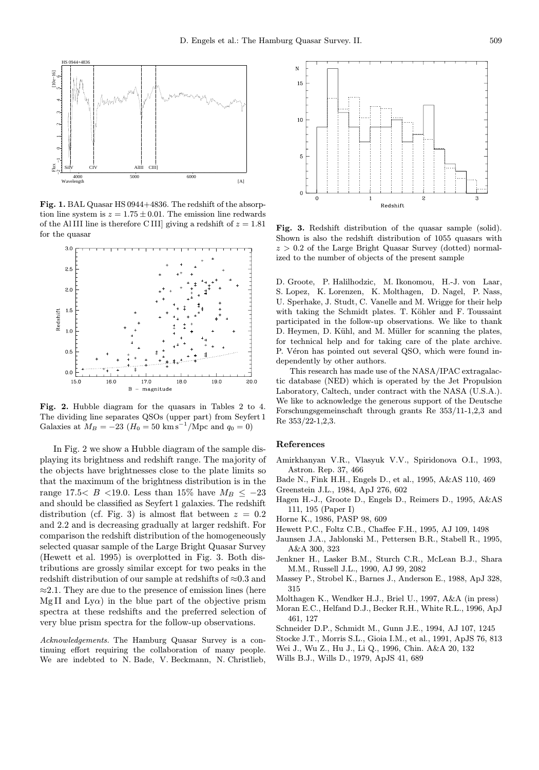**Fig. 1.** BAL Quasar HS 0944+4836. The redshift of the absorption line system is $z = 1.75 \pm 0.01$. The emission line redwards of the Al III line is therefore C III] giving a redshift of $z = 1.81$ for the quasar

**Fig. 2.** Hubble diagram for the quasars in Tables 2 to 4. The dividing line separates QSOs (upper part) from Seyfert 1 Galaxies at $M_B = -23$ ($H_0 = 50$ km s$^{-1}$/Mpc and $q_0 = 0$)

In Fig. 2 we show a Hubble diagram of the sample displaying its brightness and redshift range. The majority of the objects have brightnesses close to the plate limits so that the maximum of the brightness distribution is in the range 17.5< $B$ <19.0. Less than 15% have $M_B \leq -23$ and should be classified as Seyfert 1 galaxies. The redshift distribution (cf. Fig. 3) is almost flat between $z = 0.2$ and 2.2 and is decreasing gradually at larger redshift. For comparison the redshift distribution of the homogeneously selected quasar sample of the Large Bright Quasar Survey (Hewett et al. 1995) is overplotted in Fig. 3. Both distributions are grossly similar except for two peaks in the redshift distribution of our sample at redshifts of ≈0.3 and ≈2.1. They are due to the presence of emission lines (here Mg II and Ly$\alpha$) in the blue part of the objective prism spectra at these redshifts and the preferred selection of very blue prism spectra for the follow-up observations.

*Acknowledgements.* The Hamburg Quasar Survey is a continuing effort requiring the collaboration of many people. We are indebted to N. Bade, V. Beckmann, N. Christlieb,

**Fig. 3.** Redshift distribution of the quasar sample (solid). Shown is also the redshift distribution of 1055 quasars with $z > 0.2$ of the Large Bright Quasar Survey (dotted) normalized to the number of objects of the present sample

D. Groote, P. Halilhodzic, M. Ikonomou, H.-J. von Laar, S. Lopez, K. Lorenzen, K. Molthagen, D. Nagel, P. Nass, U. Sperhake, J. Studt, C. Vanelle and M. Wrigge for their help with taking the Schmidt plates. T. Köhler and F. Toussaint participated in the follow-up observations. We like to thank D. Heymen, D. Kühl, and M. Müller for scanning the plates, for technical help and for taking care of the plate archive. P. Véron has pointed out several QSO, which were found independently by other authors.

This research has made use of the NASA/IPAC extragalactic database (NED) which is operated by the Jet Propulsion Laboratory, Caltech, under contract with the NASA (U.S.A.). We like to acknowledge the generous support of the Deutsche Forschungsgemeinschaft through grants Re 353/11-1,2,3 and Re 353/22-1,2,3.

## References

Amirkhanyan V.R., Vlasyuk V.V., Spiridonova O.I., 1993, Astron. Rep. 37, 466

Bade N., Fink H.H., Engels D., et al., 1995, A&AS 110, 469

Greenstein J.L., 1984, ApJ 276, 602

Hagen H.-J., Groote D., Engels D., Reimers D., 1995, A&AS 111, 195 (Paper I)

Horne K., 1986, PASP 98, 609

Hewett P.C., Foltz C.B., Chaffee F.H., 1995, AJ 109, 1498

Jaunsen J.A., Jablonski M., Pettersen B.R., Stabell R., 1995, A&A 300, 323

Jenkner H., Lasker B.M., Sturch C.R., McLean B.J., Shara M.M., Russell J.L., 1990, AJ 99, 2082

Massey P., Strobel K., Barnes J., Anderson E., 1988, ApJ 328, 315

Molthagen K., Wendker H.J., Briel U., 1997, A&A (in press)

Moran E.C., Helfand D.J., Becker R.H., White R.L., 1996, ApJ 461, 127

Schneider D.P., Schmidt M., Gunn J.E., 1994, AJ 107, 1245

Stocke J.T., Morris S.L., Gioia I.M., et al., 1991, ApJS 76, 813

Wei J., Wu Z., Hu J., Li Q., 1996, Chin. A&A 20, 132

Wills B.J., Wills D., 1979, ApJS 41, 689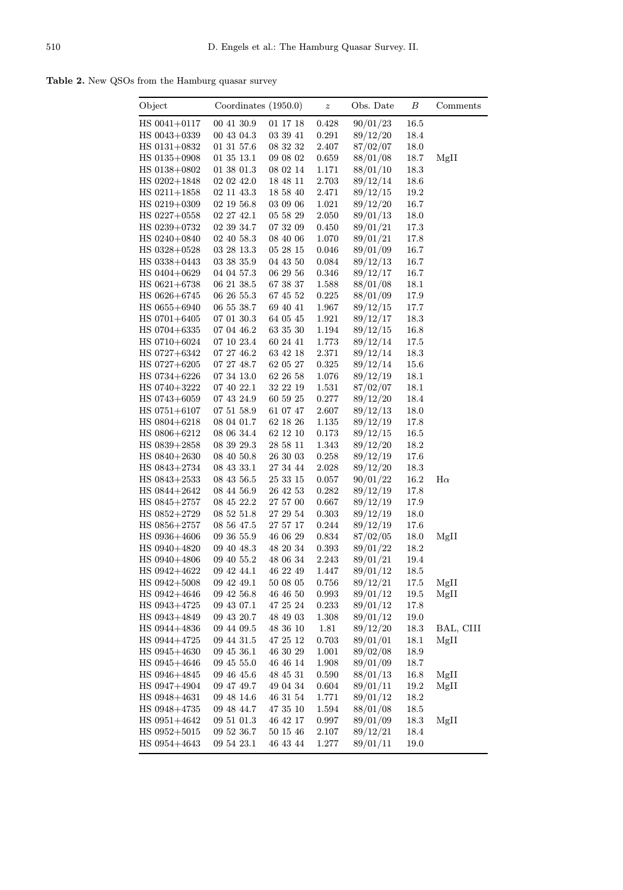**Table 2.** New QSOs from the Hamburg quasar survey

| Object | Coordinates (1950.0) | | $z$ | Obs. Date | $B$ | Comments |
|---|---|---|---|---|---|---|
| HS 0041+0117 | 00 41 30.9 | 01 17 18 | 0.428 | 90/01/23 | 16.5 | |
| HS 0043+0339 | 00 43 04.3 | 03 39 41 | 0.291 | 89/12/20 | 18.4 | |
| HS 0131+0832 | 01 31 57.6 | 08 32 32 | 2.407 | 87/02/07 | 18.0 | |
| HS 0135+0908 | 01 35 13.1 | 09 08 02 | 0.659 | 88/01/08 | 18.7 | MgII |
| HS 0138+0802 | 01 38 01.3 | 08 02 14 | 1.171 | 88/01/10 | 18.3 | |
| HS 0202+1848 | 02 02 42.0 | 18 48 11 | 2.703 | 89/12/14 | 18.6 | |
| HS 0211+1858 | 02 11 43.3 | 18 58 40 | 2.471 | 89/12/15 | 19.2 | |
| HS 0219+0309 | 02 19 56.8 | 03 09 06 | 1.021 | 89/12/20 | 16.7 | |
| HS 0227+0558 | 02 27 42.1 | 05 58 29 | 2.050 | 89/01/13 | 18.0 | |
| HS 0239+0732 | 02 39 34.7 | 07 32 09 | 0.450 | 89/01/21 | 17.3 | |
| HS 0240+0840 | 02 40 58.3 | 08 40 06 | 1.070 | 89/01/21 | 17.8 | |
| HS 0328+0528 | 03 28 13.3 | 05 28 15 | 0.046 | 89/01/09 | 16.7 | |
| HS 0338+0443 | 03 38 35.9 | 04 43 50 | 0.084 | 89/12/13 | 16.7 | |
| HS 0404+0629 | 04 04 57.3 | 06 29 56 | 0.346 | 89/12/17 | 16.7 | |
| HS 0621+6738 | 06 21 38.5 | 67 38 37 | 1.588 | 88/01/08 | 18.1 | |
| HS 0626+6745 | 06 26 55.3 | 67 45 52 | 0.225 | 88/01/09 | 17.9 | |
| HS 0655+6940 | 06 55 38.7 | 69 40 41 | 1.967 | 89/12/15 | 17.7 | |
| HS 0701+6405 | 07 01 30.3 | 64 05 45 | 1.921 | 89/12/17 | 18.3 | |
| HS 0704+6335 | 07 04 46.2 | 63 35 30 | 1.194 | 89/12/15 | 16.8 | |
| HS 0710+6024 | 07 10 23.4 | 60 24 41 | 1.773 | 89/12/14 | 17.5 | |
| HS 0727+6342 | 07 27 46.2 | 63 42 18 | 2.371 | 89/12/14 | 18.3 | |
| HS 0727+6205 | 07 27 48.7 | 62 05 27 | 0.325 | 89/12/14 | 15.6 | |
| HS 0734+6226 | 07 34 13.0 | 62 26 58 | 1.076 | 89/12/19 | 18.1 | |
| HS 0740+3222 | 07 40 22.1 | 32 22 19 | 1.531 | 87/02/07 | 18.1 | |
| HS 0743+6059 | 07 43 24.9 | 60 59 25 | 0.277 | 89/12/20 | 18.4 | |
| HS 0751+6107 | 07 51 58.9 | 61 07 47 | 2.607 | 89/12/13 | 18.0 | |
| HS 0804+6218 | 08 04 01.7 | 62 18 26 | 1.135 | 89/12/19 | 17.8 | |
| HS 0806+6212 | 08 06 34.4 | 62 12 10 | 0.173 | 89/12/15 | 16.5 | |
| HS 0839+2858 | 08 39 29.3 | 28 58 11 | 1.343 | 89/12/20 | 18.2 | |
| HS 0840+2630 | 08 40 50.8 | 26 30 03 | 0.258 | 89/12/19 | 17.6 | |
| HS 0843+2734 | 08 43 33.1 | 27 34 44 | 2.028 | 89/12/20 | 18.3 | |
| HS 0843+2533 | 08 43 56.5 | 25 33 15 | 0.057 | 90/01/22 | 16.2 | Hα |
| HS 0844+2642 | 08 44 56.9 | 26 42 53 | 0.282 | 89/12/19 | 17.8 | |
| HS 0845+2757 | 08 45 22.2 | 27 57 00 | 0.667 | 89/12/19 | 17.9 | |
| HS 0852+2729 | 08 52 51.8 | 27 29 54 | 0.303 | 89/12/19 | 18.0 | |
| HS 0856+2757 | 08 56 47.5 | 27 57 17 | 0.244 | 89/12/19 | 17.6 | |
| HS 0936+4606 | 09 36 55.9 | 46 06 29 | 0.834 | 87/02/05 | 18.0 | MgII |
| HS 0940+4820 | 09 40 48.3 | 48 20 34 | 0.393 | 89/01/22 | 18.2 | |
| HS 0940+4806 | 09 40 55.2 | 48 06 34 | 2.243 | 89/01/21 | 19.4 | |
| HS 0942+4622 | 09 42 44.1 | 46 22 49 | 1.447 | 89/01/12 | 18.5 | |
| HS 0942+5008 | 09 42 49.1 | 50 08 05 | 0.756 | 89/12/21 | 17.5 | MgII |
| HS 0942+4646 | 09 42 56.8 | 46 46 50 | 0.993 | 89/01/12 | 19.5 | MgII |
| HS 0943+4725 | 09 43 07.1 | 47 25 24 | 0.233 | 89/01/12 | 17.8 | |
| HS 0943+4849 | 09 43 20.7 | 48 49 03 | 1.308 | 89/01/12 | 19.0 | |
| HS 0944+4836 | 09 44 09.5 | 48 36 10 | 1.81 | 89/12/20 | 18.3 | BAL, CIII |
| HS 0944+4725 | 09 44 31.5 | 47 25 12 | 0.703 | 89/01/01 | 18.1 | MgII |
| HS 0945+4630 | 09 45 36.1 | 46 30 29 | 1.001 | 89/02/08 | 18.9 | |
| HS 0945+4646 | 09 45 55.0 | 46 46 14 | 1.908 | 89/01/09 | 18.7 | |
| HS 0946+4845 | 09 46 45.6 | 48 45 31 | 0.590 | 88/01/13 | 16.8 | MgII |
| HS 0947+4904 | 09 47 49.7 | 49 04 34 | 0.604 | 89/01/11 | 19.2 | MgII |
| HS 0948+4631 | 09 48 14.6 | 46 31 54 | 1.771 | 89/01/12 | 18.2 | |
| HS 0948+4735 | 09 48 44.7 | 47 35 10 | 1.594 | 88/01/08 | 18.5 | |
| HS 0951+4642 | 09 51 01.3 | 46 42 17 | 0.997 | 89/01/09 | 18.3 | MgII |
| HS 0952+5015 | 09 52 36.7 | 50 15 46 | 2.107 | 89/12/21 | 18.4 | |
| HS 0954+4643 | 09 54 23.1 | 46 43 44 | 1.277 | 89/01/11 | 19.0 | |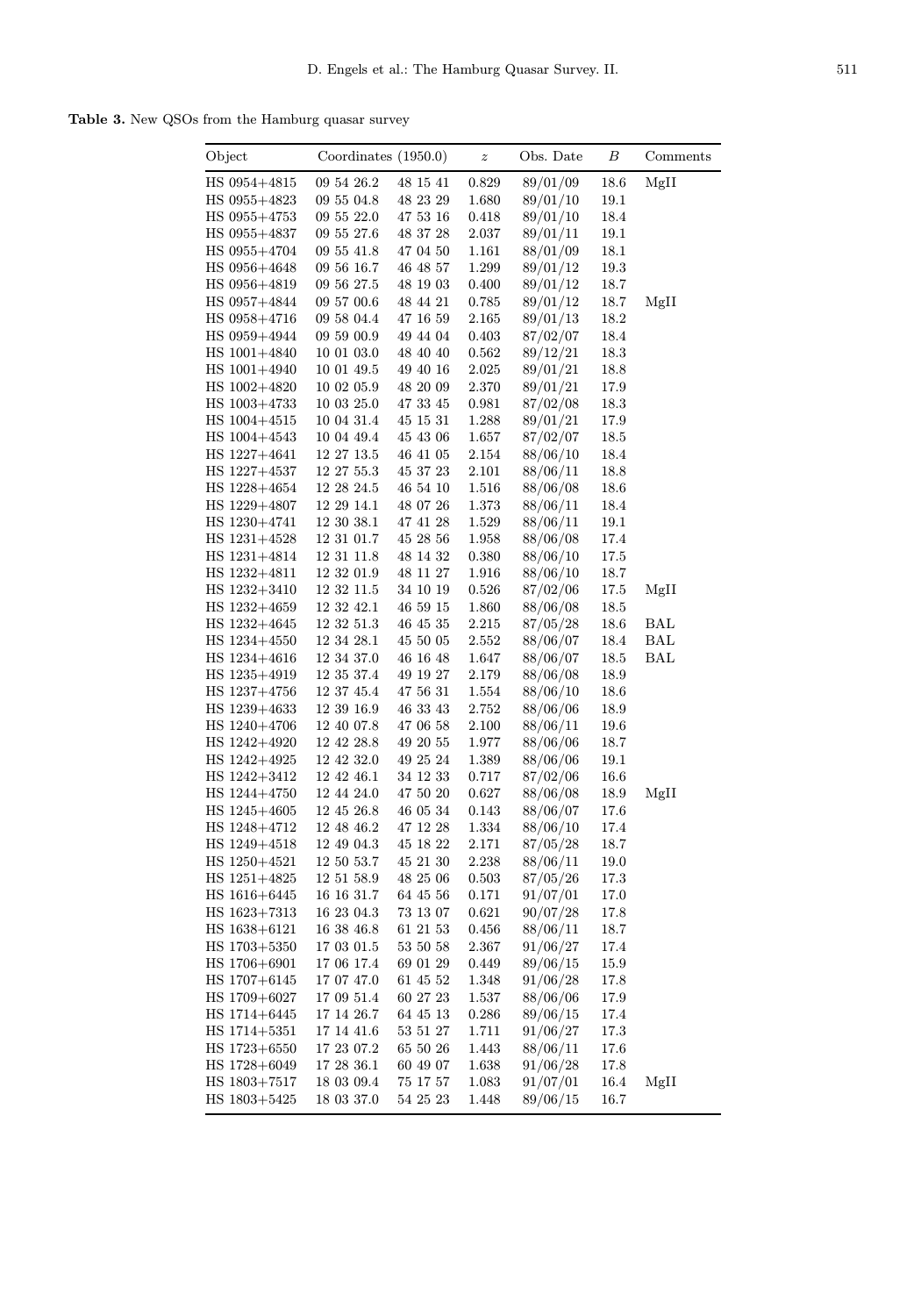**Table 3.** New QSOs from the Hamburg quasar survey

| Object | Coordinates (1950.0) | | $z$ | Obs. Date | $B$ | Comments |
|---|---|---|---|---|---|---|
| HS 0954+4815 | 09 54 26.2 | 48 15 41 | 0.829 | 89/01/09 | 18.6 | MgII |
| HS 0955+4823 | 09 55 04.8 | 48 23 29 | 1.680 | 89/01/10 | 19.1 | |
| HS 0955+4753 | 09 55 22.0 | 47 53 16 | 0.418 | 89/01/10 | 18.4 | |
| HS 0955+4837 | 09 55 27.6 | 48 37 28 | 2.037 | 89/01/11 | 19.1 | |
| HS 0955+4704 | 09 55 41.8 | 47 04 50 | 1.161 | 88/01/09 | 18.1 | |
| HS 0956+4648 | 09 56 16.7 | 46 48 57 | 1.299 | 89/01/12 | 19.3 | |
| HS 0956+4819 | 09 56 27.5 | 48 19 03 | 0.400 | 89/01/12 | 18.7 | |
| HS 0957+4844 | 09 57 00.6 | 48 44 21 | 0.785 | 89/01/12 | 18.7 | MgII |
| HS 0958+4716 | 09 58 04.4 | 47 16 59 | 2.165 | 89/01/13 | 18.2 | |
| HS 0959+4944 | 09 59 00.9 | 49 44 04 | 0.403 | 87/02/07 | 18.4 | |
| HS 1001+4840 | 10 01 03.0 | 48 40 40 | 0.562 | 89/12/21 | 18.3 | |
| HS 1001+4940 | 10 01 49.5 | 49 40 16 | 2.025 | 89/01/21 | 18.8 | |
| HS 1002+4820 | 10 02 05.9 | 48 20 09 | 2.370 | 89/01/21 | 17.9 | |
| HS 1003+4733 | 10 03 25.0 | 47 33 45 | 0.981 | 87/02/08 | 18.3 | |
| HS 1004+4515 | 10 04 31.4 | 45 15 31 | 1.288 | 89/01/21 | 17.9 | |
| HS 1004+4543 | 10 04 49.4 | 45 43 06 | 1.657 | 87/02/07 | 18.5 | |
| HS 1227+4641 | 12 27 13.5 | 46 41 05 | 2.154 | 88/06/10 | 18.4 | |
| HS 1227+4537 | 12 27 55.3 | 45 37 23 | 2.101 | 88/06/11 | 18.8 | |
| HS 1228+4654 | 12 28 24.5 | 46 54 10 | 1.516 | 88/06/08 | 18.6 | |
| HS 1229+4807 | 12 29 14.1 | 48 07 26 | 1.373 | 88/06/11 | 18.4 | |
| HS 1230+4741 | 12 30 38.1 | 47 41 28 | 1.529 | 88/06/11 | 19.1 | |
| HS 1231+4528 | 12 31 01.7 | 45 28 56 | 1.958 | 88/06/08 | 17.4 | |
| HS 1231+4814 | 12 31 11.8 | 48 14 32 | 0.380 | 88/06/10 | 17.5 | |
| HS 1232+4811 | 12 32 01.9 | 48 11 27 | 1.916 | 88/06/10 | 18.7 | |
| HS 1232+3410 | 12 32 11.5 | 34 10 19 | 0.526 | 87/02/06 | 17.5 | MgII |
| HS 1232+4659 | 12 32 42.1 | 46 59 15 | 1.860 | 88/06/08 | 18.5 | |
| HS 1232+4645 | 12 32 51.3 | 46 45 35 | 2.215 | 87/05/28 | 18.6 | BAL |
| HS 1234+4550 | 12 34 28.1 | 45 50 05 | 2.552 | 88/06/07 | 18.4 | BAL |
| HS 1234+4616 | 12 34 37.0 | 46 16 48 | 1.647 | 88/06/07 | 18.5 | BAL |
| HS 1235+4919 | 12 35 37.4 | 49 19 27 | 2.179 | 88/06/08 | 18.9 | |
| HS 1237+4756 | 12 37 45.4 | 47 56 31 | 1.554 | 88/06/10 | 18.6 | |
| HS 1239+4633 | 12 39 16.9 | 46 33 43 | 2.752 | 88/06/06 | 18.9 | |
| HS 1240+4706 | 12 40 07.8 | 47 06 58 | 2.100 | 88/06/11 | 19.6 | |
| HS 1242+4920 | 12 42 28.8 | 49 20 55 | 1.977 | 88/06/06 | 18.7 | |
| HS 1242+4925 | 12 42 32.0 | 49 25 24 | 1.389 | 88/06/06 | 19.1 | |
| HS 1242+3412 | 12 42 46.1 | 34 12 33 | 0.717 | 87/02/06 | 16.6 | |
| HS 1244+4750 | 12 44 24.0 | 47 50 20 | 0.627 | 88/06/08 | 18.9 | MgII |
| HS 1245+4605 | 12 45 26.8 | 46 05 34 | 0.143 | 88/06/07 | 17.6 | |
| HS 1248+4712 | 12 48 46.2 | 47 12 28 | 1.334 | 88/06/10 | 17.4 | |
| HS 1249+4518 | 12 49 04.3 | 45 18 22 | 2.171 | 87/05/28 | 18.7 | |
| HS 1250+4521 | 12 50 53.7 | 45 21 30 | 2.238 | 88/06/11 | 19.0 | |
| HS 1251+4825 | 12 51 58.9 | 48 25 06 | 0.503 | 87/05/26 | 17.3 | |
| HS 1616+6445 | 16 16 31.7 | 64 45 56 | 0.171 | 91/07/01 | 17.0 | |
| HS 1623+7313 | 16 23 04.3 | 73 13 07 | 0.621 | 90/07/28 | 17.8 | |
| HS 1638+6121 | 16 38 46.8 | 61 21 53 | 0.456 | 88/06/11 | 18.7 | |
| HS 1703+5350 | 17 03 01.5 | 53 50 58 | 2.367 | 91/06/27 | 17.4 | |
| HS 1706+6901 | 17 06 17.4 | 69 01 29 | 0.449 | 89/06/15 | 15.9 | |
| HS 1707+6145 | 17 07 47.0 | 61 45 52 | 1.348 | 91/06/28 | 17.8 | |
| HS 1709+6027 | 17 09 51.4 | 60 27 23 | 1.537 | 88/06/06 | 17.9 | |
| HS 1714+6445 | 17 14 26.7 | 64 45 13 | 0.286 | 89/06/15 | 17.4 | |
| HS 1714+5351 | 17 14 41.6 | 53 51 27 | 1.711 | 91/06/27 | 17.3 | |
| HS 1723+6550 | 17 23 07.2 | 65 50 26 | 1.443 | 88/06/11 | 17.6 | |
| HS 1728+6049 | 17 28 36.1 | 60 49 07 | 1.638 | 91/06/28 | 17.8 | |
| HS 1803+7517 | 18 03 09.4 | 75 17 57 | 1.083 | 91/07/01 | 16.4 | MgII |
| HS 1803+5425 | 18 03 37.0 | 54 25 23 | 1.448 | 89/06/15 | 16.7 | |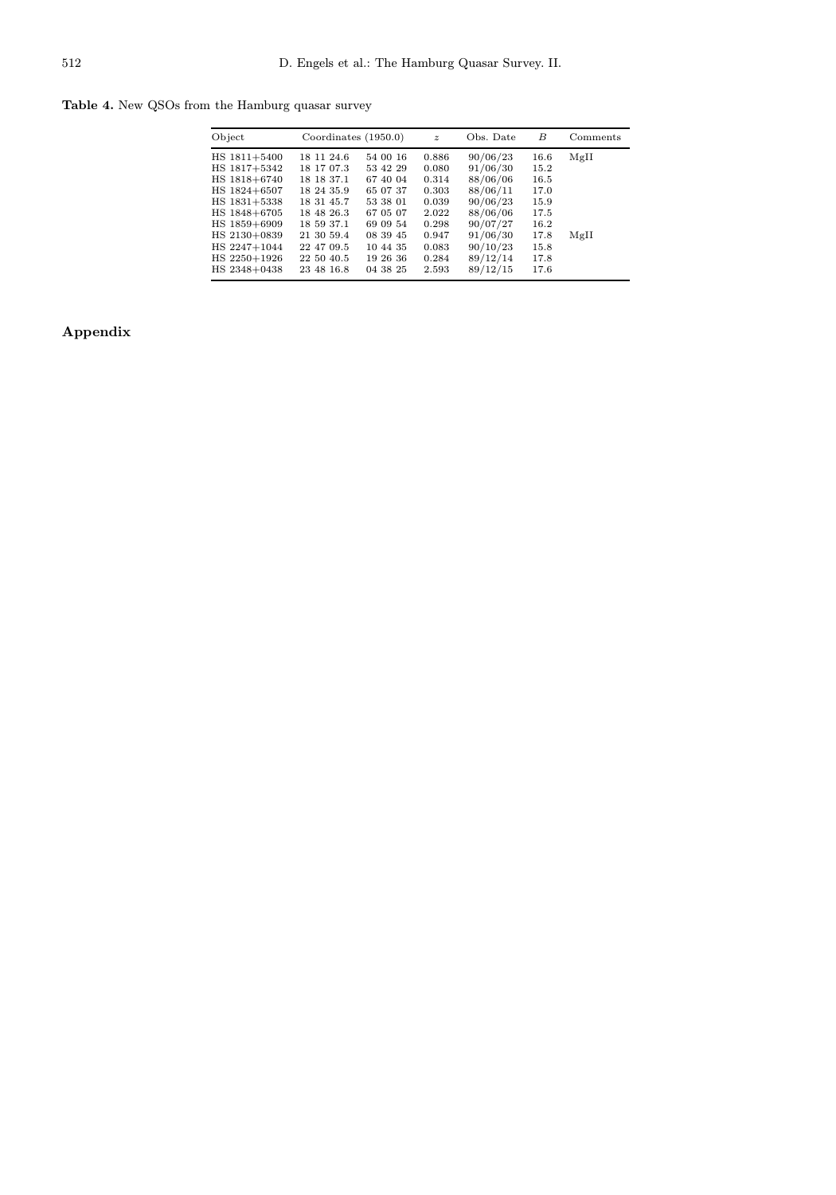**Table 4.** New QSOs from the Hamburg quasar survey

| Object | Coordinates (1950.0) | | $z$ | Obs. Date | $B$ | Comments |
|---|---|---|---|---|---|---|
| HS 1811+5400 | 18 11 24.6 | 54 00 16 | 0.886 | 90/06/23 | 16.6 | MgII |
| HS 1817+5342 | 18 17 07.3 | 53 42 29 | 0.080 | 91/06/30 | 15.2 | |
| HS 1818+6740 | 18 18 37.1 | 67 40 04 | 0.314 | 88/06/06 | 16.5 | |
| HS 1824+6507 | 18 24 35.9 | 65 07 37 | 0.303 | 88/06/11 | 17.0 | |
| HS 1831+5338 | 18 31 45.7 | 53 38 01 | 0.039 | 90/06/23 | 15.9 | |
| HS 1848+6705 | 18 48 26.3 | 67 05 07 | 2.022 | 88/06/06 | 17.5 | |
| HS 1859+6909 | 18 59 37.1 | 69 09 54 | 0.298 | 90/07/27 | 16.2 | |
| HS 2130+0839 | 21 30 59.4 | 08 39 45 | 0.947 | 91/06/30 | 17.8 | MgII |
| HS 2247+1044 | 22 47 09.5 | 10 44 35 | 0.083 | 90/10/23 | 15.8 | |
| HS 2250+1926 | 22 50 40.5 | 19 26 36 | 0.284 | 89/12/14 | 17.8 | |
| HS 2348+0438 | 23 48 16.8 | 04 38 25 | 2.593 | 89/12/15 | 17.6 | |

## Appendix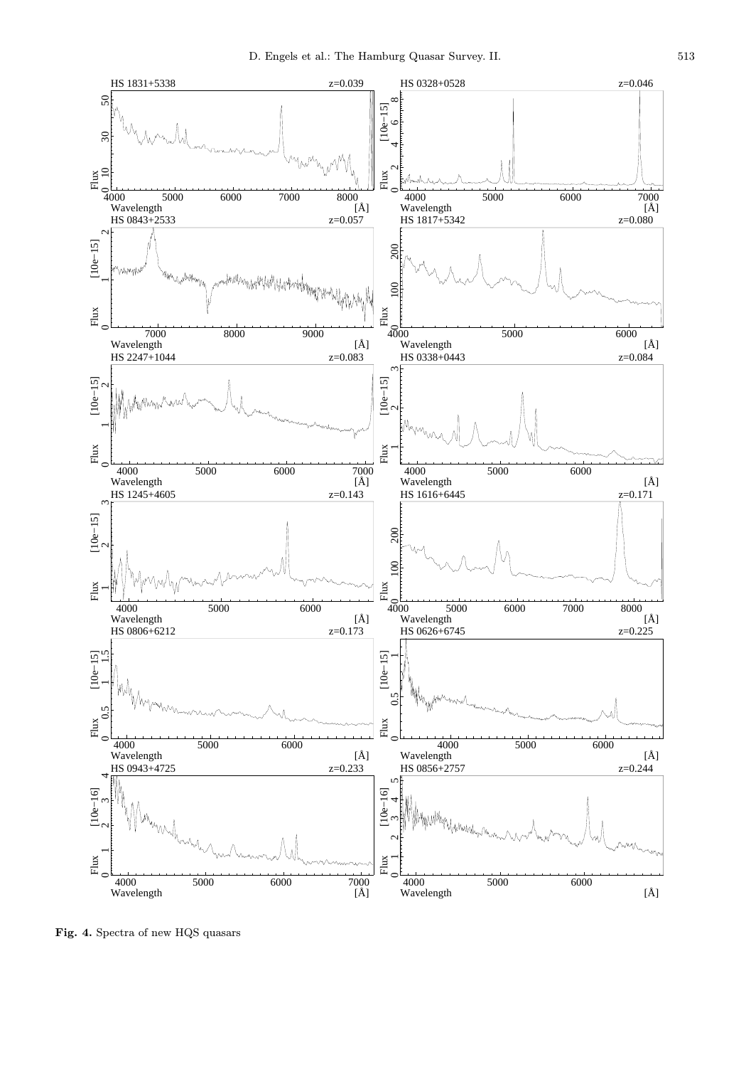**Fig. 4.** Spectra of new HQS quasars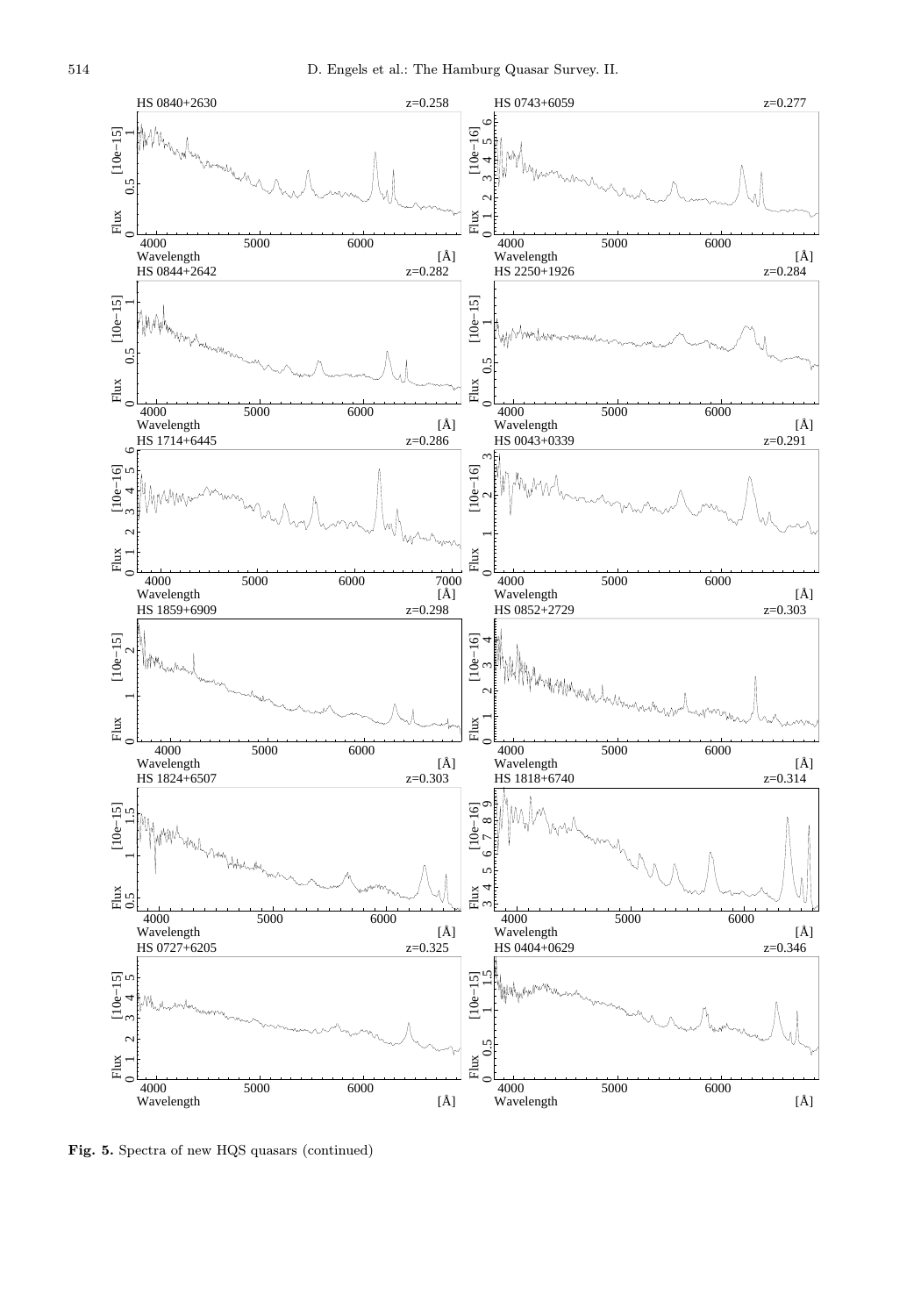**Fig. 5.** Spectra of new HQS quasars (continued)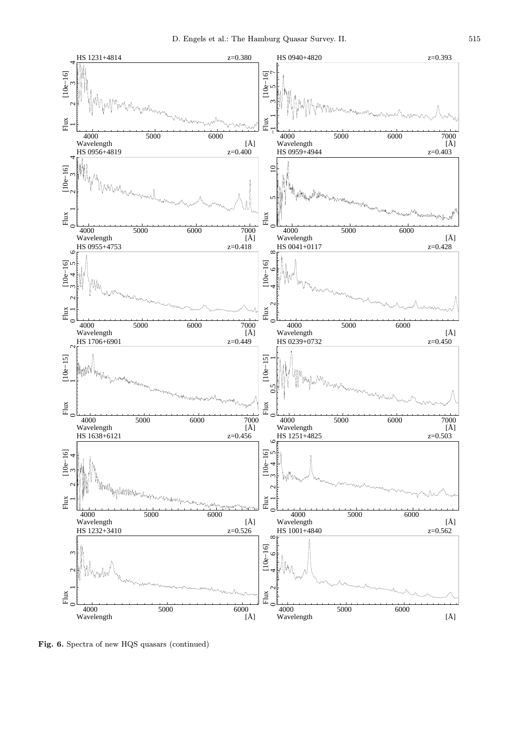**Fig. 6.** Spectra of new HQS quasars (continued)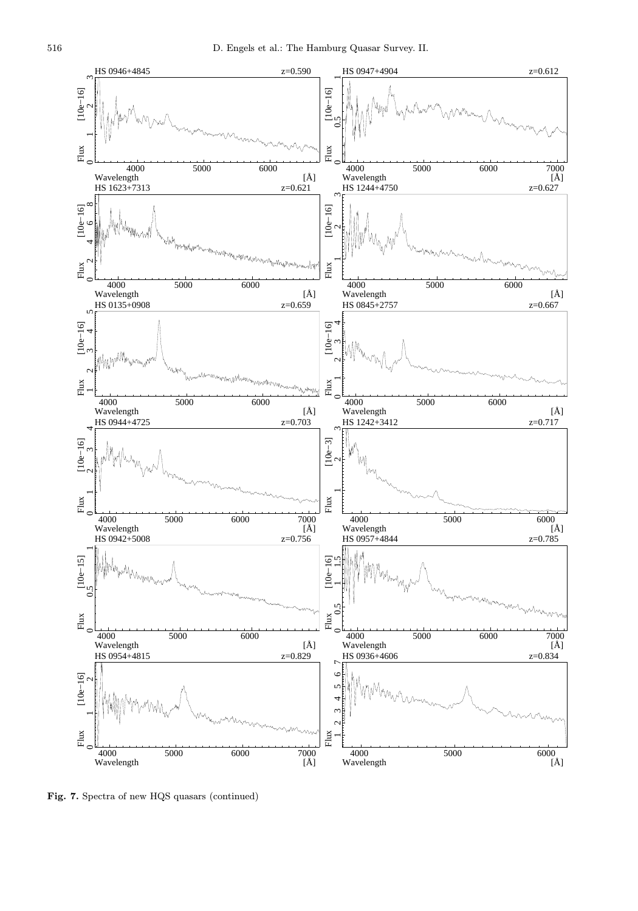**Fig. 7.** Spectra of new HQS quasars (continued)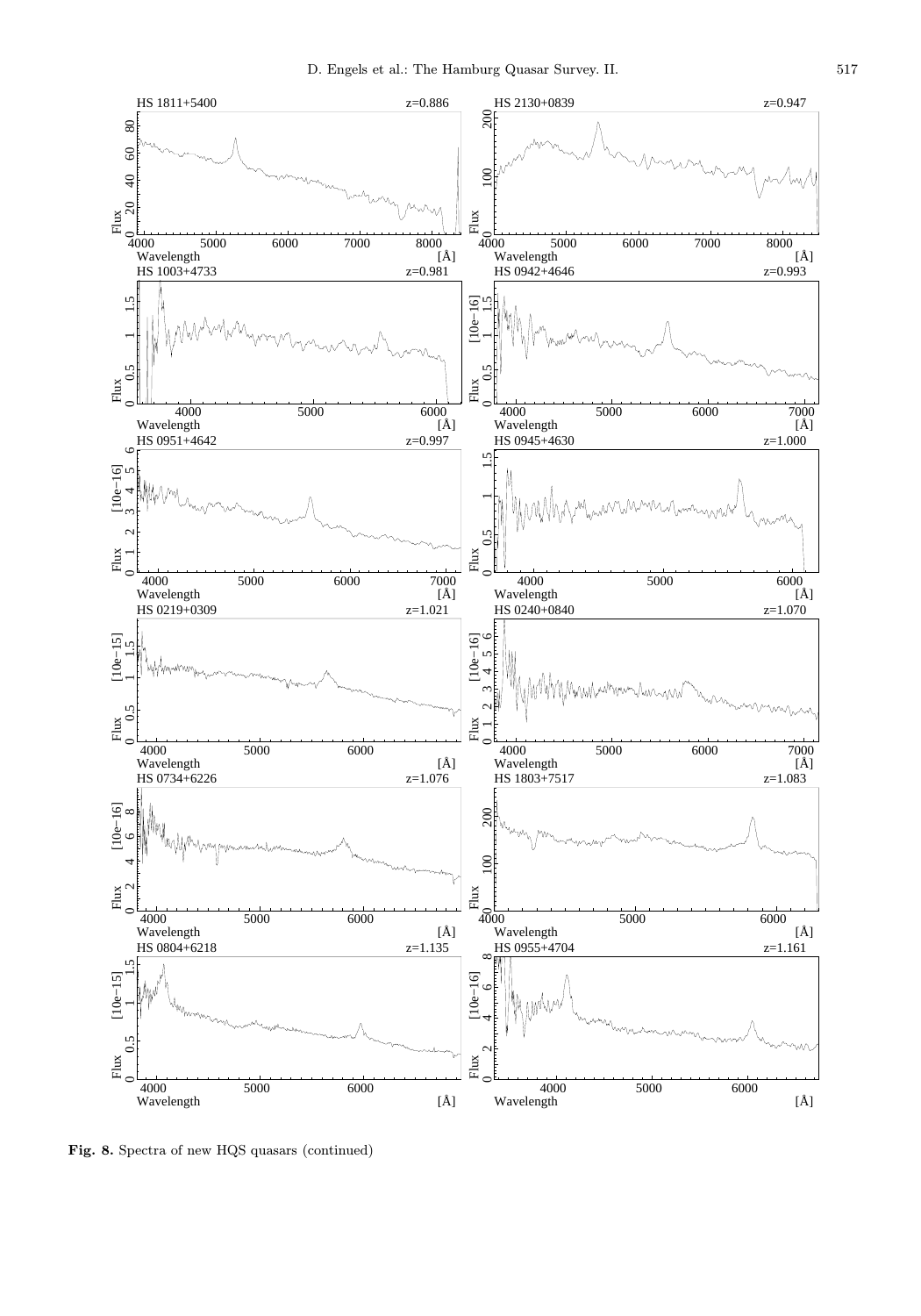**Fig. 8.** Spectra of new HQS quasars (continued)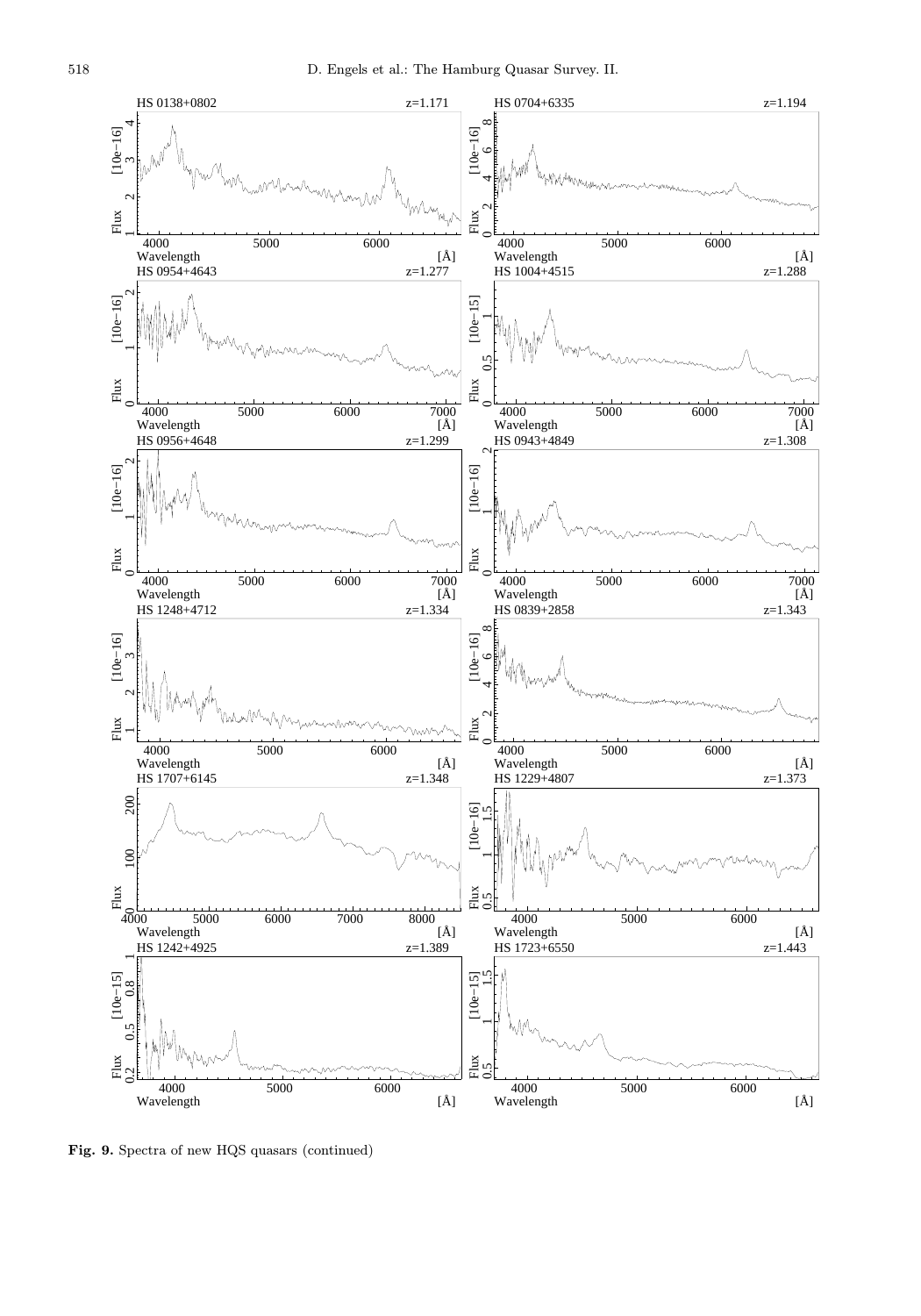**Fig. 9.** Spectra of new HQS quasars (continued)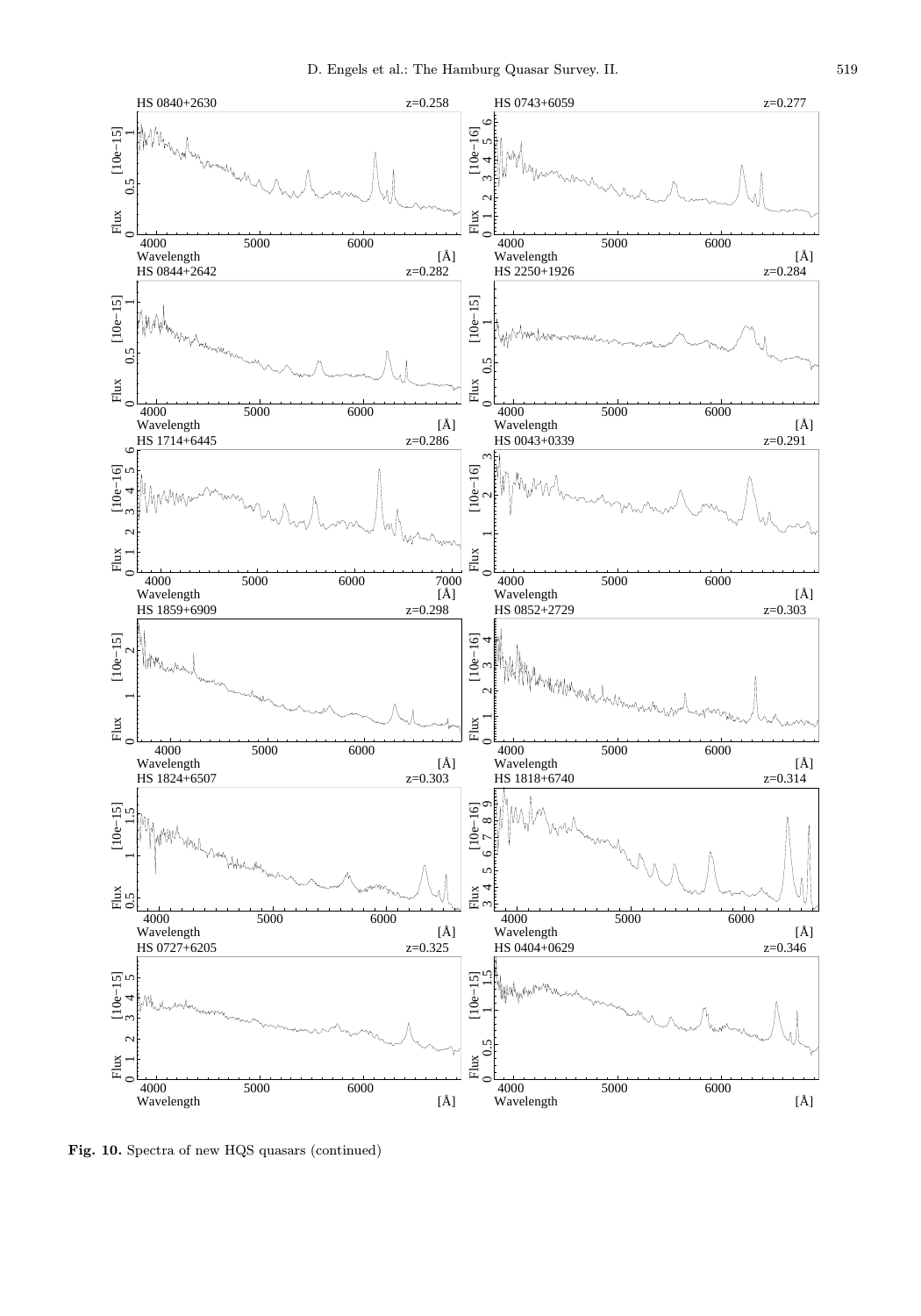**Fig. 10.** Spectra of new HQS quasars (continued)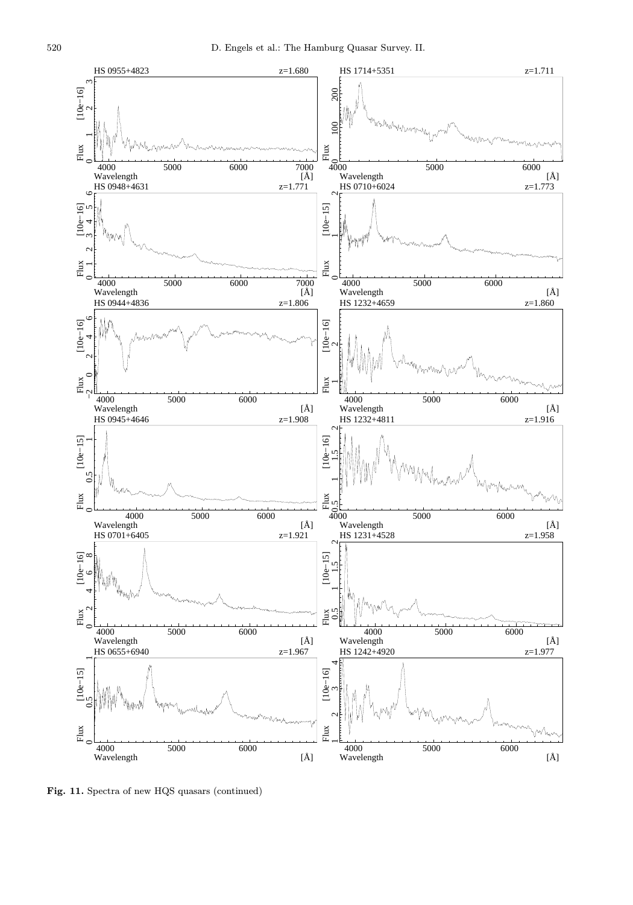**Fig. 11.** Spectra of new HQS quasars (continued)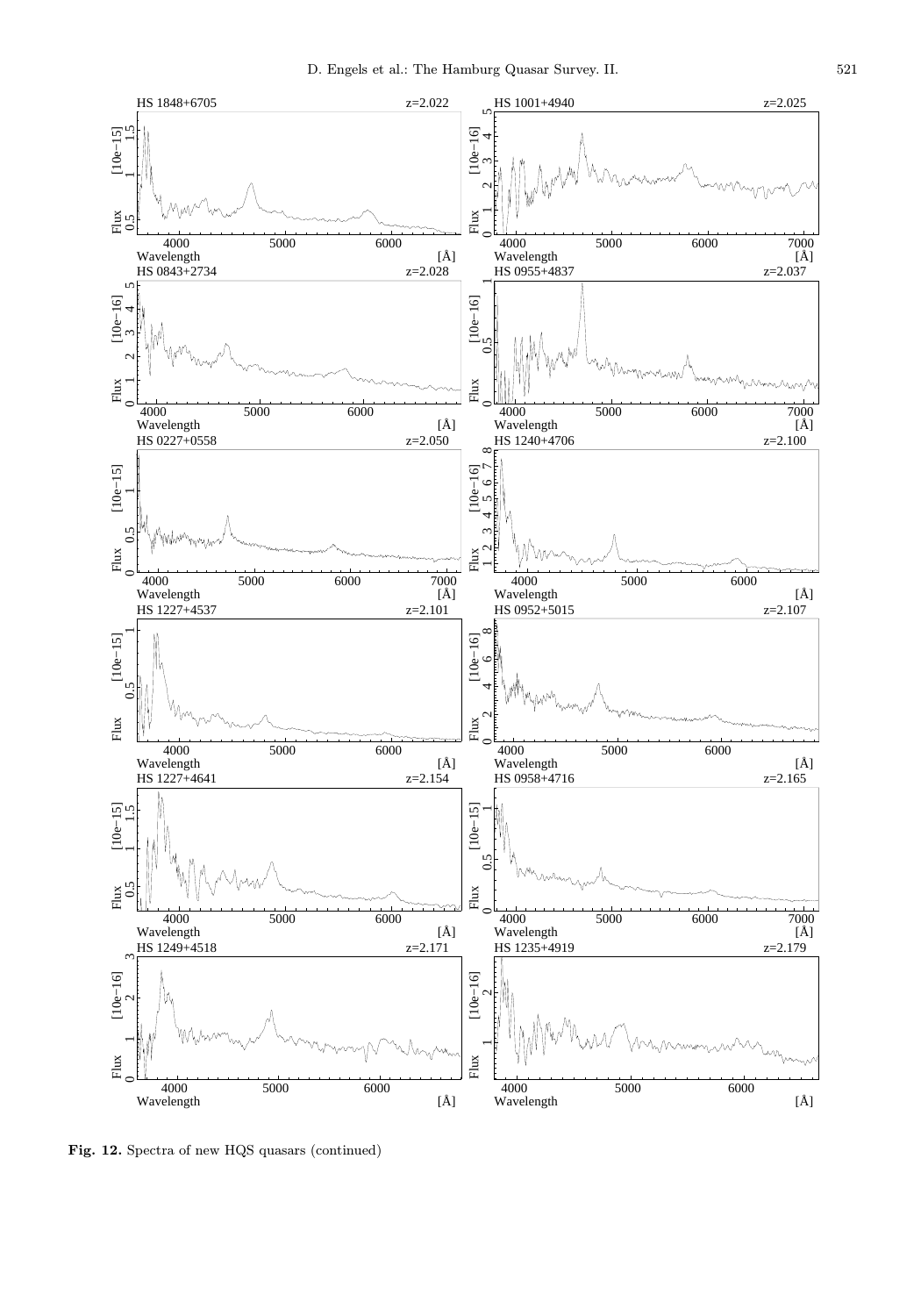**Fig. 12.** Spectra of new HQS quasars (continued)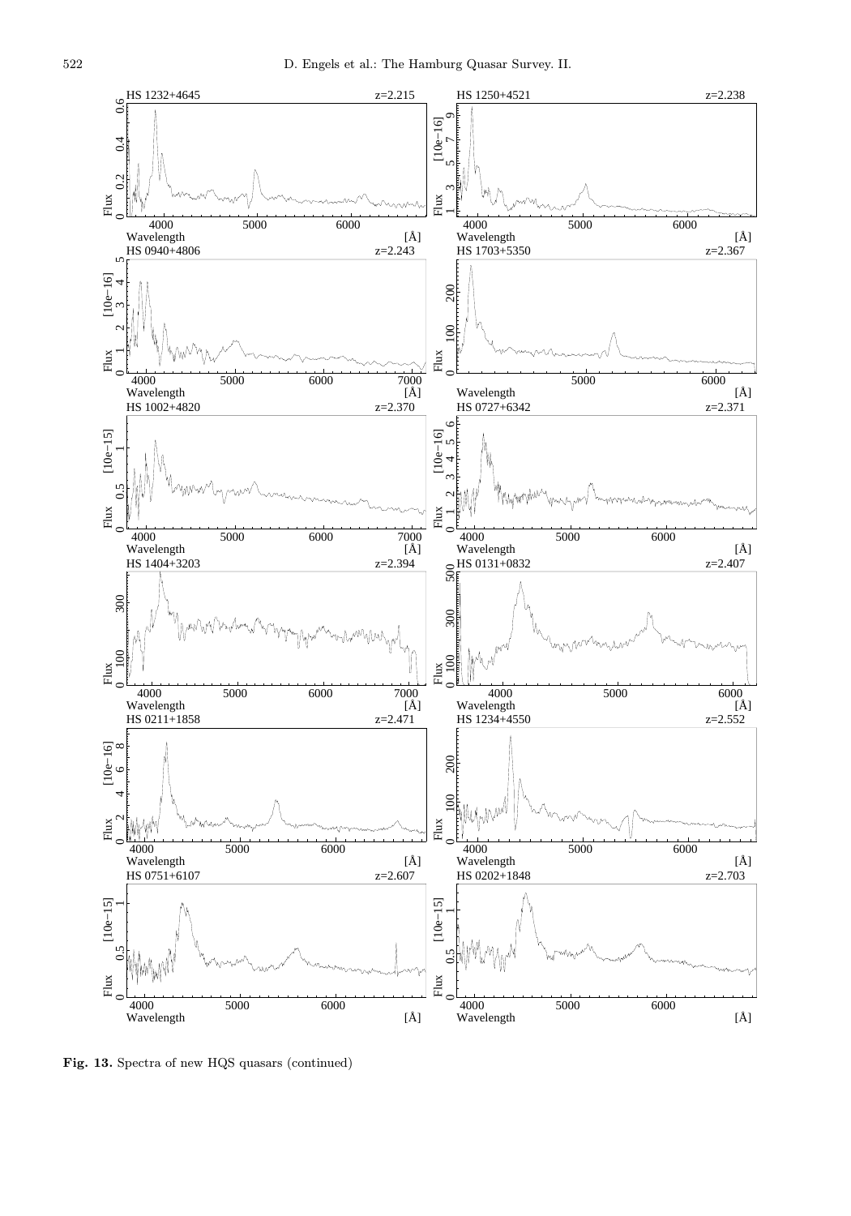**Fig. 13.** Spectra of new HQS quasars (continued)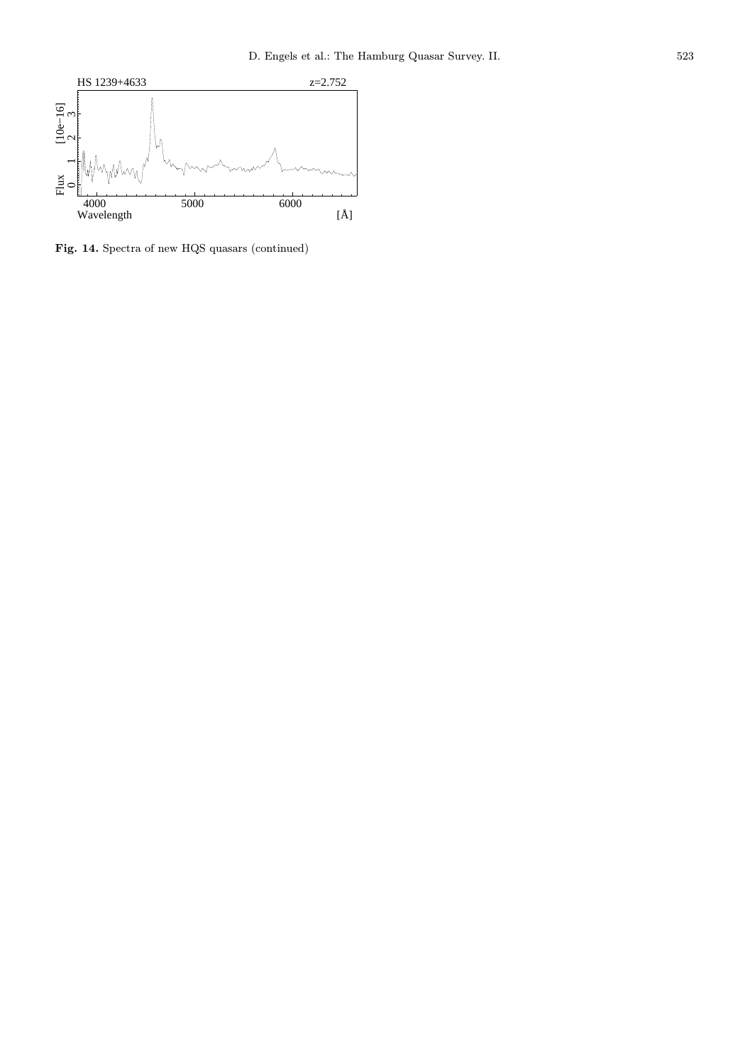HS 1239+4633

z=2.752

Flux [10e−16]

0 1 2 3

4000 5000 6000

Wavelength [Å]

**Fig. 14.** Spectra of new HQS quasars (continued)